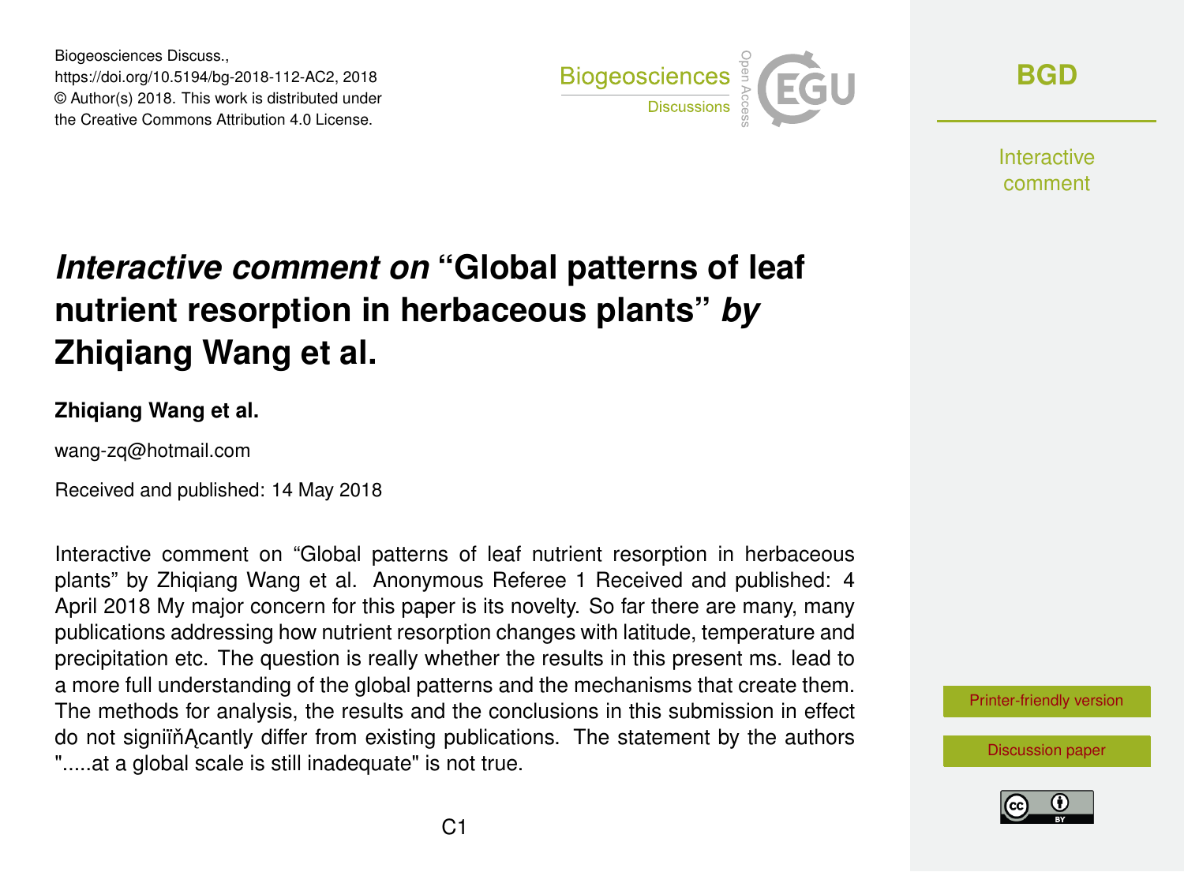Biogeosciences Discuss.,
https://doi.org/10.5194/bg-2018-112-AC2, 2018
© Author(s) 2018. This work is distributed under
the Creative Commons Attribution 4.0 License.

# *Interactive comment on* "Global patterns of leaf nutrient resorption in herbaceous plants" *by* Zhiqiang Wang et al.

**Zhiqiang Wang et al.**

wang-zq@hotmail.com

Received and published: 14 May 2018

Interactive comment on "Global patterns of leaf nutrient resorption in herbaceous plants" by Zhiqiang Wang et al. Anonymous Referee 1 Received and published: 4 April 2018 My major concern for this paper is its novelty. So far there are many, many publications addressing how nutrient resorption changes with latitude, temperature and precipitation etc. The question is really whether the results in this present ms. lead to a more full understanding of the global patterns and the mechanisms that create them. The methods for analysis, the results and the conclusions in this submission in effect do not significantly differ from existing publications. The statement by the authors ".....at a global scale is still inadequate" is not true.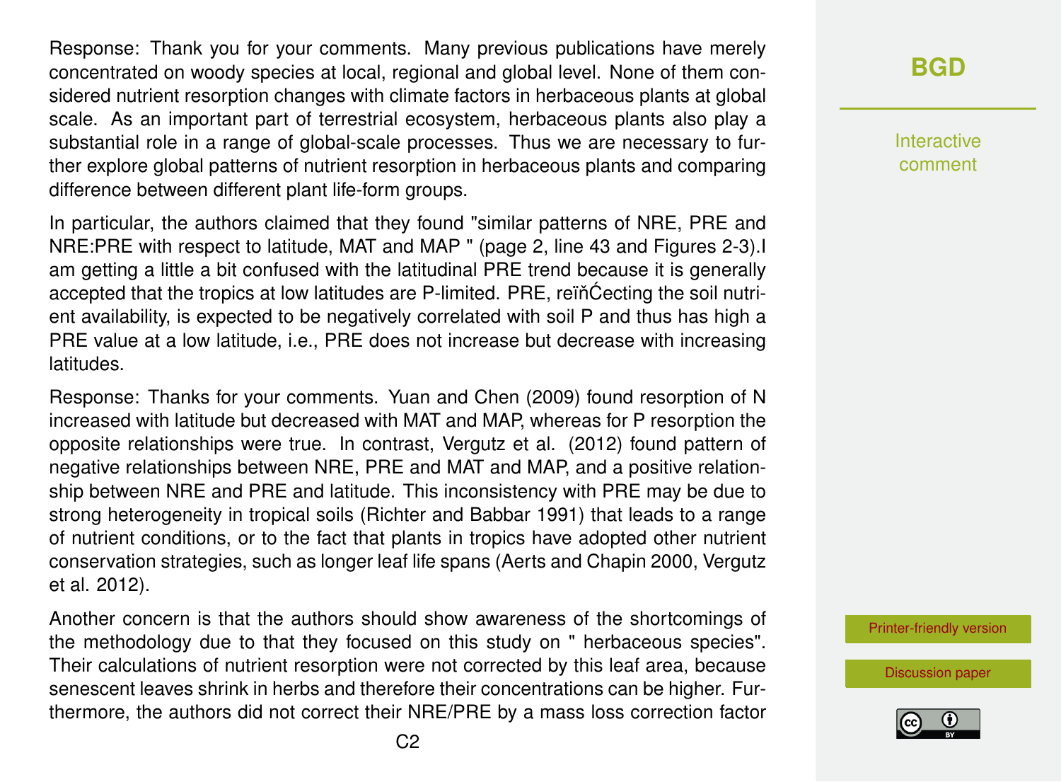Response: Thank you for your comments. Many previous publications have merely concentrated on woody species at local, regional and global level. None of them considered nutrient resorption changes with climate factors in herbaceous plants at global scale. As an important part of terrestrial ecosystem, herbaceous plants also play a substantial role in a range of global-scale processes. Thus we are necessary to further explore global patterns of nutrient resorption in herbaceous plants and comparing difference between different plant life-form groups.

In particular, the authors claimed that they found "similar patterns of NRE, PRE and NRE:PRE with respect to latitude, MAT and MAP " (page 2, line 43 and Figures 2-3).I am getting a little a bit confused with the latitudinal PRE trend because it is generally accepted that the tropics at low latitudes are P-limited. PRE, reïňĆecting the soil nutrient availability, is expected to be negatively correlated with soil P and thus has high a PRE value at a low latitude, i.e., PRE does not increase but decrease with increasing latitudes.

Response: Thanks for your comments. Yuan and Chen (2009) found resorption of N increased with latitude but decreased with MAT and MAP, whereas for P resorption the opposite relationships were true. In contrast, Vergutz et al. (2012) found pattern of negative relationships between NRE, PRE and MAT and MAP, and a positive relationship between NRE and PRE and latitude. This inconsistency with PRE may be due to strong heterogeneity in tropical soils (Richter and Babbar 1991) that leads to a range of nutrient conditions, or to the fact that plants in tropics have adopted other nutrient conservation strategies, such as longer leaf life spans (Aerts and Chapin 2000, Vergutz et al. 2012).

Another concern is that the authors should show awareness of the shortcomings of the methodology due to that they focused on this study on " herbaceous species". Their calculations of nutrient resorption were not corrected by this leaf area, because senescent leaves shrink in herbs and therefore their concentrations can be higher. Furthermore, the authors did not correct their NRE/PRE by a mass loss correction factor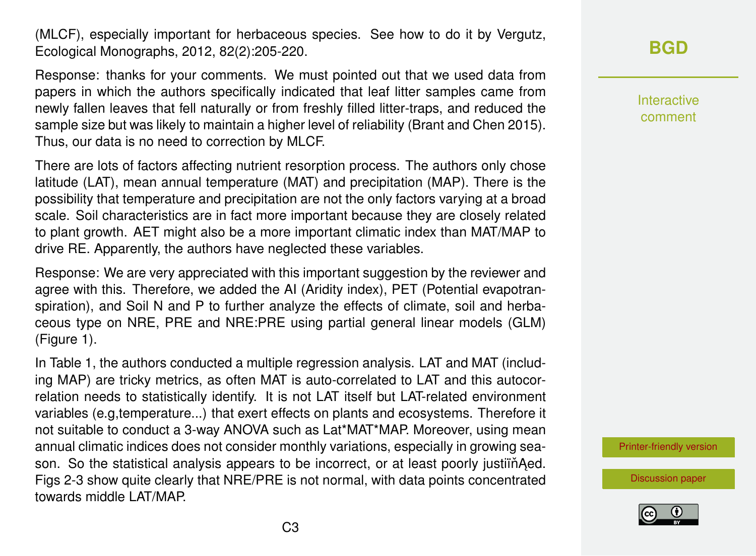(MLCF), especially important for herbaceous species. See how to do it by Vergutz, Ecological Monographs, 2012, 82(2):205-220.

Response: thanks for your comments. We must pointed out that we used data from papers in which the authors specifically indicated that leaf litter samples came from newly fallen leaves that fell naturally or from freshly filled litter-traps, and reduced the sample size but was likely to maintain a higher level of reliability (Brant and Chen 2015). Thus, our data is no need to correction by MLCF.

There are lots of factors affecting nutrient resorption process. The authors only chose latitude (LAT), mean annual temperature (MAT) and precipitation (MAP). There is the possibility that temperature and precipitation are not the only factors varying at a broad scale. Soil characteristics are in fact more important because they are closely related to plant growth. AET might also be a more important climatic index than MAT/MAP to drive RE. Apparently, the authors have neglected these variables.

Response: We are very appreciated with this important suggestion by the reviewer and agree with this. Therefore, we added the AI (Aridity index), PET (Potential evapotranspiration), and Soil N and P to further analyze the effects of climate, soil and herbaceous type on NRE, PRE and NRE:PRE using partial general linear models (GLM) (Figure 1).

In Table 1, the authors conducted a multiple regression analysis. LAT and MAT (including MAP) are tricky metrics, as often MAT is auto-correlated to LAT and this autocorrelation needs to statistically identify. It is not LAT itself but LAT-related environment variables (e.g,temperature...) that exert effects on plants and ecosystems. Therefore it not suitable to conduct a 3-way ANOVA such as Lat*MAT*MAP. Moreover, using mean annual climatic indices does not consider monthly variations, especially in growing season. So the statistical analysis appears to be incorrect, or at least poorly justiïňĄed. Figs 2-3 show quite clearly that NRE/PRE is not normal, with data points concentrated towards middle LAT/MAP.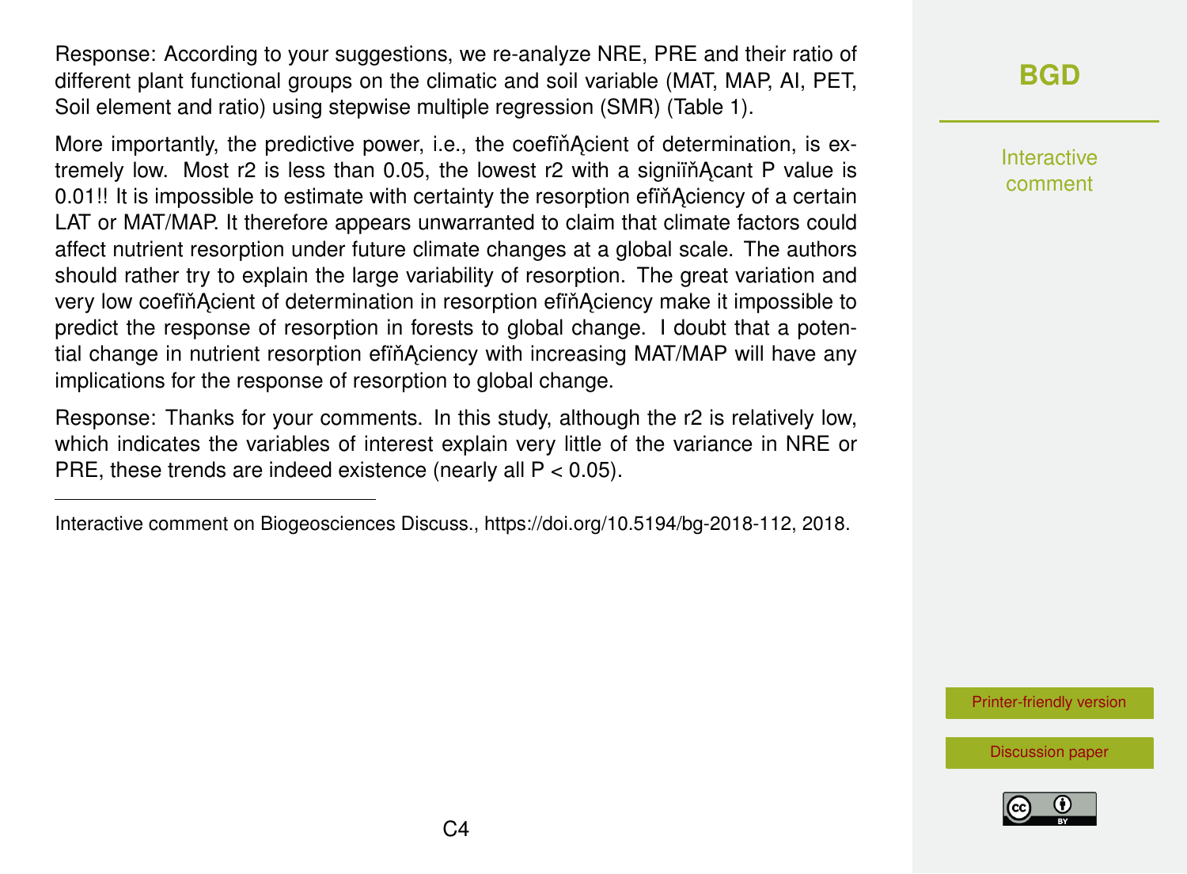Response: According to your suggestions, we re-analyze NRE, PRE and their ratio of different plant functional groups on the climatic and soil variable (MAT, MAP, AI, PET, Soil element and ratio) using stepwise multiple regression (SMR) (Table 1).

More importantly, the predictive power, i.e., the coefficient of determination, is extremely low. Most r2 is less than 0.05, the lowest r2 with a significant P value is 0.01!! It is impossible to estimate with certainty the resorption efficiency of a certain LAT or MAT/MAP. It therefore appears unwarranted to claim that climate factors could affect nutrient resorption under future climate changes at a global scale. The authors should rather try to explain the large variability of resorption. The great variation and very low coefficient of determination in resorption efficiency make it impossible to predict the response of resorption in forests to global change. I doubt that a potential change in nutrient resorption efficiency with increasing MAT/MAP will have any implications for the response of resorption to global change.

Response: Thanks for your comments. In this study, although the r2 is relatively low, which indicates the variables of interest explain very little of the variance in NRE or PRE, these trends are indeed existence (nearly all $P < 0.05$).

Interactive comment on Biogeosciences Discuss., https://doi.org/10.5194/bg-2018-112, 2018.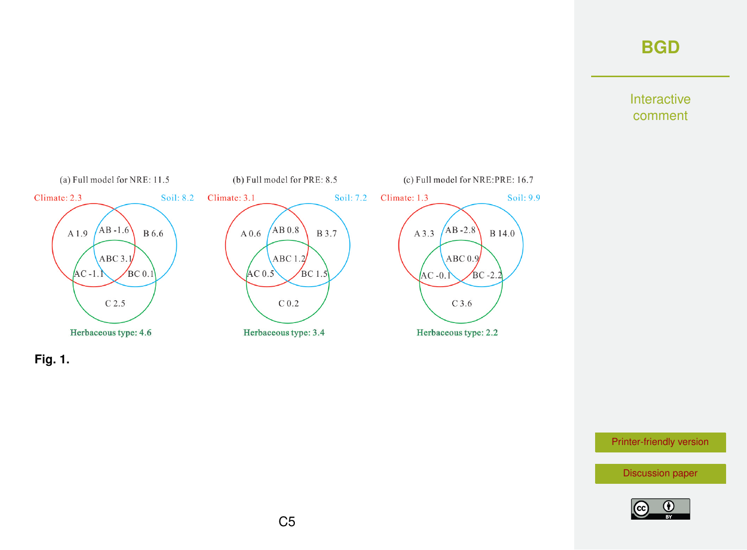(a) Full model for NRE: 11.5

Climate: 2.3 — Soil: 8.2 — Herbaceous type: 4.6

A 1.9, AB -1.6, B 6.6, ABC 3.1, AC -1.1, BC 0.1, C 2.5

(b) Full model for PRE: 8.5

Climate: 3.1 — Soil: 7.2 — Herbaceous type: 3.4

A 0.6, AB 0.8, B 3.7, ABC 1.2, AC 0.5, BC 1.5, C 0.2

(c) Full model for NRE:PRE: 16.7

Climate: 1.3 — Soil: 9.9 — Herbaceous type: 2.2

A 3.3, AB -2.8, B 14.0, ABC 0.9, AC -0.1, BC -2.2, C 3.6

**Fig. 1.**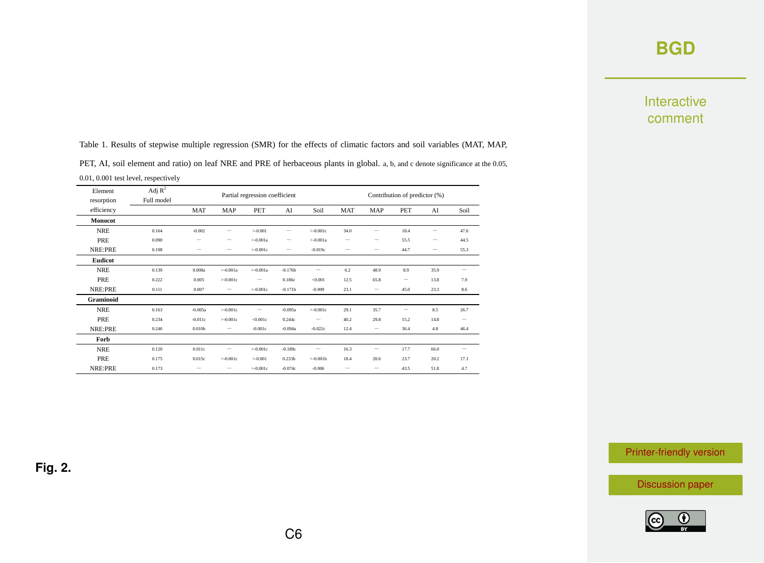Table 1. Results of stepwise multiple regression (SMR) for the effects of climatic factors and soil variables (MAT, MAP, PET, AI, soil element and ratio) on leaf NRE and PRE of herbaceous plants in global. a, b, and c denote significance at the 0.05, 0.01, 0.001 test level, respectively

| Element resorption efficiency | Adj $R^2$ Full model | Partial regression coefficient | | | | | Contribution of predictor (%) | | | | |
|---|---|---|---|---|---|---|---|---|---|---|---|
| | | MAT | MAP | PET | AI | Soil | MAT | MAP | PET | AI | Soil |
| **Monocot** | | | | | | | | | | | |
| NRE | 0.164 | -0.002 | — | >-0.001 | — | >-0.001c | 34.0 | — | 18.4 | — | 47.6 |
| PRE | 0.090 | — | — | >-0.001a | — | >-0.001a | — | — | 55.5 | — | 44.5 |
| NRE:PRE | 0.198 | — | — | >-0.001c | — | -0.019c | — | — | 44.7 | — | 55.3 |
| **Eudicot** | | | | | | | | | | | |
| NRE | 0.139 | 0.008a | >-0.001a | >-0.001a | -0.176b | — | 6.2 | 48.9 | 8.9 | 35.9 | — |
| PRE | 0.222 | 0.005 | >-0.001c | — | 0.186c | <0.001 | 12.5 | 65.8 | — | 13.8 | 7.9 |
| NRE:PRE | 0.111 | 0.007 | — | >-0.001c | -0.171b | -0.009 | 23.1 | — | 45.0 | 23.3 | 8.6 |
| **Graminoid** | | | | | | | | | | | |
| NRE | 0.163 | -0.005a | >-0.001c | — | -0.095a | >-0.001c | 29.1 | 35.7 | — | 8.5 | 26.7 |
| PRE | 0.234 | -0.011c | >-0.001c | <0.001c | 0.244c | — | 40.2 | 29.8 | 15.2 | 14.8 | — |
| NRE:PRE | 0.246 | 0.010b | — | -0.001c | -0.094a | -0.022c | 12.4 | — | 36.4 | 4.8 | 46.4 |
| **Forb** | | | | | | | | | | | |
| NRE | 0.120 | 0.011c | — | <-0.001c | -0.189c | — | 16.3 | — | 17.7 | 66.0 | — |
| PRE | 0.175 | 0.015c | >-0.001c | >-0.001 | 0.233b | >-0.001b | 18.4 | 20.6 | 23.7 | 20.2 | 17.1 |
| NRE:PRE | 0.173 | — | — | >-0.001c | -0.074c | -0.006 | — | — | 43.5 | 51.8 | 4.7 |

**Fig. 2.**